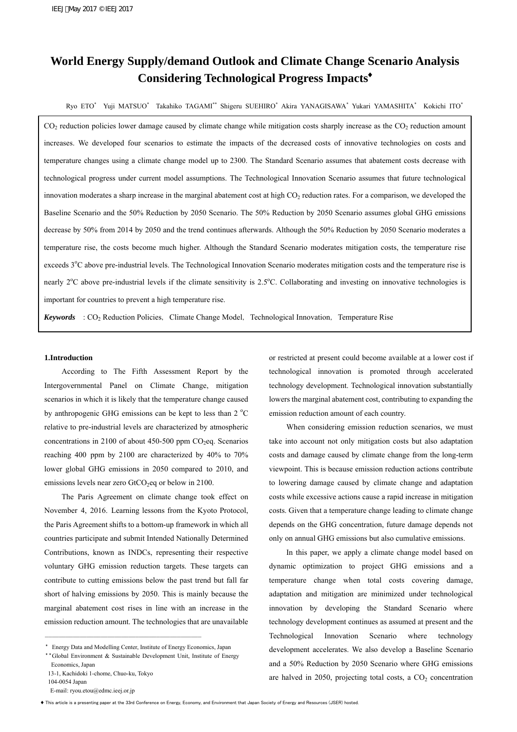# World Energy Supply/demand Outlook and Climate Change Scenario Analysis Considering Technological Progress Impacts♦

Ryo ETO* Yuji MATSUO* Takahiko TAGAMI** Shigeru SUEHIRO* Akira YANAGISAWA* Yukari YAMASHITA* Kokichi ITO*

$CO_2$ reduction policies lower damage caused by climate change while mitigation costs sharply increase as the $CO_2$ reduction amount increases. We developed four scenarios to estimate the impacts of the decreased costs of innovative technologies on costs and temperature changes using a climate change model up to 2300. The Standard Scenario assumes that abatement costs decrease with technological progress under current model assumptions. The Technological Innovation Scenario assumes that future technological innovation moderates a sharp increase in the marginal abatement cost at high $CO_2$ reduction rates. For a comparison, we developed the Baseline Scenario and the 50% Reduction by 2050 Scenario. The 50% Reduction by 2050 Scenario assumes global GHG emissions decrease by 50% from 2014 by 2050 and the trend continues afterwards. Although the 50% Reduction by 2050 Scenario moderates a temperature rise, the costs become much higher. Although the Standard Scenario moderates mitigation costs, the temperature rise exceeds 3°C above pre-industrial levels. The Technological Innovation Scenario moderates mitigation costs and the temperature rise is nearly 2°C above pre-industrial levels if the climate sensitivity is 2.5°C. Collaborating and investing on innovative technologies is important for countries to prevent a high temperature rise.

***Keywords***: $CO_2$ Reduction Policies, Climate Change Model, Technological Innovation, Temperature Rise

## 1.Introduction

According to The Fifth Assessment Report by the Intergovernmental Panel on Climate Change, mitigation scenarios in which it is likely that the temperature change caused by anthropogenic GHG emissions can be kept to less than 2 °C relative to pre-industrial levels are characterized by atmospheric concentrations in 2100 of about 450-500 ppm $CO_2$eq. Scenarios reaching 400 ppm by 2100 are characterized by 40% to 70% lower global GHG emissions in 2050 compared to 2010, and emissions levels near zero Gt$CO_2$eq or below in 2100.

The Paris Agreement on climate change took effect on November 4, 2016. Learning lessons from the Kyoto Protocol, the Paris Agreement shifts to a bottom-up framework in which all countries participate and submit Intended Nationally Determined Contributions, known as INDCs, representing their respective voluntary GHG emission reduction targets. These targets can contribute to cutting emissions below the past trend but fall far short of halving emissions by 2050. This is mainly because the marginal abatement cost rises in line with an increase in the emission reduction amount. The technologies that are unavailable or restricted at present could become available at a lower cost if technological innovation is promoted through accelerated technology development. Technological innovation substantially lowers the marginal abatement cost, contributing to expanding the emission reduction amount of each country.

When considering emission reduction scenarios, we must take into account not only mitigation costs but also adaptation costs and damage caused by climate change from the long-term viewpoint. This is because emission reduction actions contribute to lowering damage caused by climate change and adaptation costs while excessive actions cause a rapid increase in mitigation costs. Given that a temperature change leading to climate change depends on the GHG concentration, future damage depends not only on annual GHG emissions but also cumulative emissions.

In this paper, we apply a climate change model based on dynamic optimization to project GHG emissions and a temperature change when total costs covering damage, adaptation and mitigation are minimized under technological innovation by developing the Standard Scenario where technology development continues as assumed at present and the Technological Innovation Scenario where technology development accelerates. We also develop a Baseline Scenario and a 50% Reduction by 2050 Scenario where GHG emissions are halved in 2050, projecting total costs, a $CO_2$ concentration

---

\* Energy Data and Modelling Center, Institute of Energy Economics, Japan
\*\* Global Environment & Sustainable Development Unit, Institute of Energy Economics, Japan
13-1, Kachidoki 1-chome, Chuo-ku, Tokyo
104-0054 Japan
E-mail: ryou.etou@edmc.ieej.or.jp

♦ This article is a presenting paper at the 33rd Conference on Energy, Economy, and Environment that Japan Society of Energy and Resources (JSER) hosted.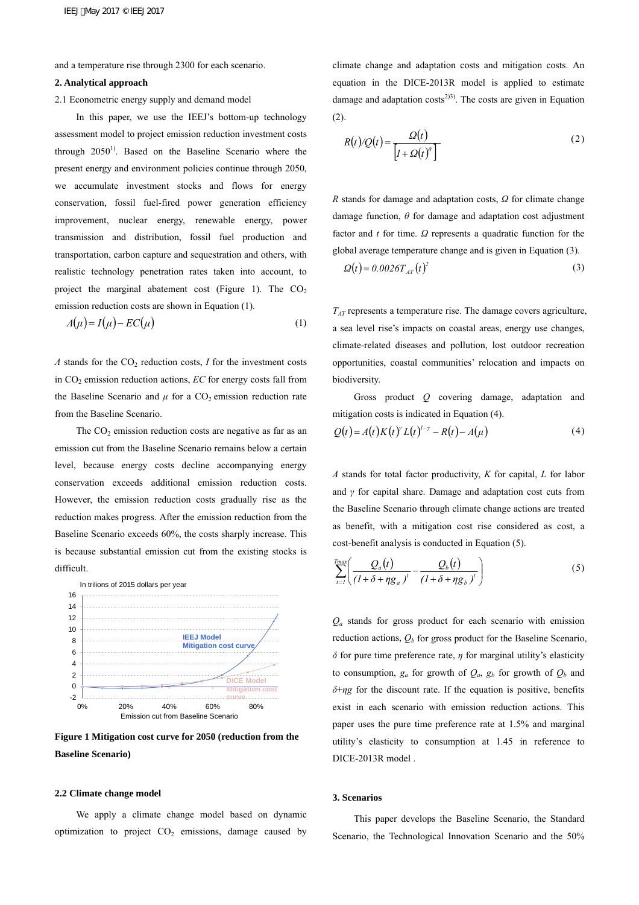and a temperature rise through 2300 for each scenario.

## 2. Analytical approach

### 2.1 Econometric energy supply and demand model

In this paper, we use the IEEJ's bottom-up technology assessment model to project emission reduction investment costs through 2050[1]. Based on the Baseline Scenario where the present energy and environment policies continue through 2050, we accumulate investment stocks and flows for energy conservation, fossil fuel-fired power generation efficiency improvement, nuclear energy, renewable energy, power transmission and distribution, fossil fuel production and transportation, carbon capture and sequestration and others, with realistic technology penetration rates taken into account, to project the marginal abatement cost (Figure 1). The $CO_2$ emission reduction costs are shown in Equation (1).

$$\Lambda(\mu) = I(\mu) - EC(\mu) \tag{1}$$

$\Lambda$ stands for the $CO_2$ reduction costs, $I$ for the investment costs in $CO_2$ emission reduction actions, $EC$ for energy costs fall from the Baseline Scenario and $\mu$ for a $CO_2$ emission reduction rate from the Baseline Scenario.

The $CO_2$ emission reduction costs are negative as far as an emission cut from the Baseline Scenario remains below a certain level, because energy costs decline accompanying energy conservation exceeds additional emission reduction costs. However, the emission reduction costs gradually rise as the reduction makes progress. After the emission reduction from the Baseline Scenario exceeds 60%, the costs sharply increase. This is because substantial emission cut from the existing stocks is difficult.

**Figure 1 Mitigation cost curve for 2050 (reduction from the Baseline Scenario)**

### 2.2 Climate change model

We apply a climate change model based on dynamic optimization to project $CO_2$ emissions, damage caused by climate change and adaptation costs and mitigation costs. An equation in the DICE-2013R model is applied to estimate damage and adaptation costs[2)3)]. The costs are given in Equation (2).

$$R(t)/Q(t) = \frac{\Omega(t)}{\left[1+\Omega(t)^{\theta}\right]} \tag{2}$$

$R$ stands for damage and adaptation costs, $\Omega$ for climate change damage function, $\theta$ for damage and adaptation cost adjustment factor and $t$ for time. $\Omega$ represents a quadratic function for the global average temperature change and is given in Equation (3).

$$\Omega(t) = 0.0026T_{AT}(t)^2 \tag{3}$$

$T_{AT}$ represents a temperature rise. The damage covers agriculture, a sea level rise's impacts on coastal areas, energy use changes, climate-related diseases and pollution, lost outdoor recreation opportunities, coastal communities' relocation and impacts on biodiversity.

Gross product $Q$ covering damage, adaptation and mitigation costs is indicated in Equation (4).

$$Q(t) = A(t)K(t)^{\gamma}L(t)^{1-\gamma} - R(t) - \Lambda(\mu) \tag{4}$$

$A$ stands for total factor productivity, $K$ for capital, $L$ for labor and $\gamma$ for capital share. Damage and adaptation cost cuts from the Baseline Scenario through climate change actions are treated as benefit, with a mitigation cost rise considered as cost, a cost-benefit analysis is conducted in Equation (5).

$$\sum_{t=1}^{Tmax}\left(\frac{Q_a(t)}{(1+\delta+\eta g_a)^t} - \frac{Q_b(t)}{(1+\delta+\eta g_b)^t}\right) \tag{5}$$

$Q_a$ stands for gross product for each scenario with emission reduction actions, $Q_b$ for gross product for the Baseline Scenario, $\delta$ for pure time preference rate, $\eta$ for marginal utility's elasticity to consumption, $g_a$ for growth of $Q_a$, $g_b$ for growth of $Q_b$ and $\delta+\eta g$ for the discount rate. If the equation is positive, benefits exist in each scenario with emission reduction actions. This paper uses the pure time preference rate at 1.5% and marginal utility's elasticity to consumption at 1.45 in reference to DICE-2013R model .

## 3. Scenarios

This paper develops the Baseline Scenario, the Standard Scenario, the Technological Innovation Scenario and the 50%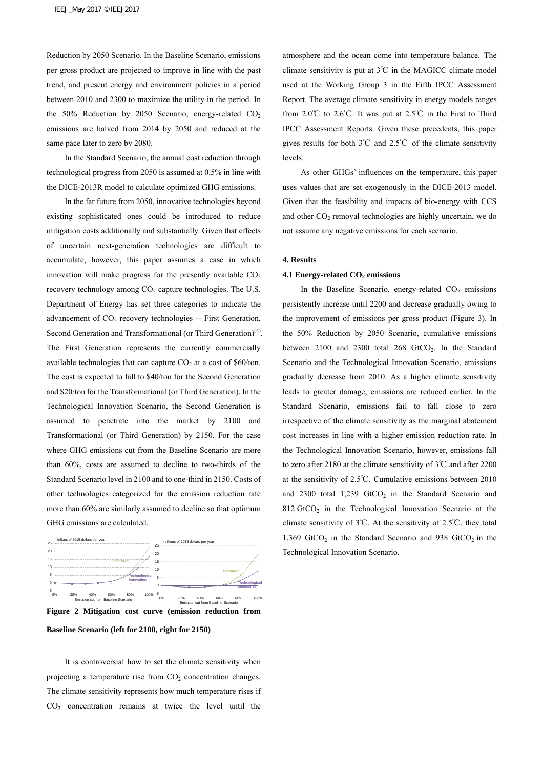Reduction by 2050 Scenario. In the Baseline Scenario, emissions per gross product are projected to improve in line with the past trend, and present energy and environment policies in a period between 2010 and 2300 to maximize the utility in the period. In the 50% Reduction by 2050 Scenario, energy-related $CO_2$ emissions are halved from 2014 by 2050 and reduced at the same pace later to zero by 2080.

In the Standard Scenario, the annual cost reduction through technological progress from 2050 is assumed at 0.5% in line with the DICE-2013R model to calculate optimized GHG emissions.

In the far future from 2050, innovative technologies beyond existing sophisticated ones could be introduced to reduce mitigation costs additionally and substantially. Given that effects of uncertain next-generation technologies are difficult to accumulate, however, this paper assumes a case in which innovation will make progress for the presently available $CO_2$ recovery technology among $CO_2$ capture technologies. The U.S. Department of Energy has set three categories to indicate the advancement of $CO_2$ recovery technologies -- First Generation, Second Generation and Transformational (or Third Generation)(4). The First Generation represents the currently commercially available technologies that can capture $CO_2$ at a cost of \$60/ton. The cost is expected to fall to \$40/ton for the Second Generation and \$20/ton for the Transformational (or Third Generation). In the Technological Innovation Scenario, the Second Generation is assumed to penetrate into the market by 2100 and Transformational (or Third Generation) by 2150. For the case where GHG emissions cut from the Baseline Scenario are more than 60%, costs are assumed to decline to two-thirds of the Standard Scenario level in 2100 and to one-third in 2150. Costs of other technologies categorized for the emission reduction rate more than 60% are similarly assumed to decline so that optimum GHG emissions are calculated.

**Figure 2 Mitigation cost curve (emission reduction from Baseline Scenario (left for 2100, right for 2150)**

It is controversial how to set the climate sensitivity when projecting a temperature rise from $CO_2$ concentration changes. The climate sensitivity represents how much temperature rises if $CO_2$ concentration remains at twice the level until the atmosphere and the ocean come into temperature balance. The climate sensitivity is put at 3℃ in the MAGICC climate model used at the Working Group 3 in the Fifth IPCC Assessment Report. The average climate sensitivity in energy models ranges from 2.0℃ to 2.6℃. It was put at 2.5℃ in the First to Third IPCC Assessment Reports. Given these precedents, this paper gives results for both 3℃ and 2.5℃ of the climate sensitivity levels.

As other GHGs' influences on the temperature, this paper uses values that are set exogenously in the DICE-2013 model. Given that the feasibility and impacts of bio-energy with CCS and other $CO_2$ removal technologies are highly uncertain, we do not assume any negative emissions for each scenario.

## 4. Results

### 4.1 Energy-related $CO_2$ emissions

In the Baseline Scenario, energy-related $CO_2$ emissions persistently increase until 2200 and decrease gradually owing to the improvement of emissions per gross product (Figure 3). In the 50% Reduction by 2050 Scenario, cumulative emissions between 2100 and 2300 total 268 $GtCO_2$. In the Standard Scenario and the Technological Innovation Scenario, emissions gradually decrease from 2010. As a higher climate sensitivity leads to greater damage, emissions are reduced earlier. In the Standard Scenario, emissions fail to fall close to zero irrespective of the climate sensitivity as the marginal abatement cost increases in line with a higher emission reduction rate. In the Technological Innovation Scenario, however, emissions fall to zero after 2180 at the climate sensitivity of 3℃ and after 2200 at the sensitivity of 2.5℃. Cumulative emissions between 2010 and 2300 total 1,239 $GtCO_2$ in the Standard Scenario and 812 $GtCO_2$ in the Technological Innovation Scenario at the climate sensitivity of 3℃. At the sensitivity of 2.5℃, they total 1,369 $GtCO_2$ in the Standard Scenario and 938 $GtCO_2$ in the Technological Innovation Scenario.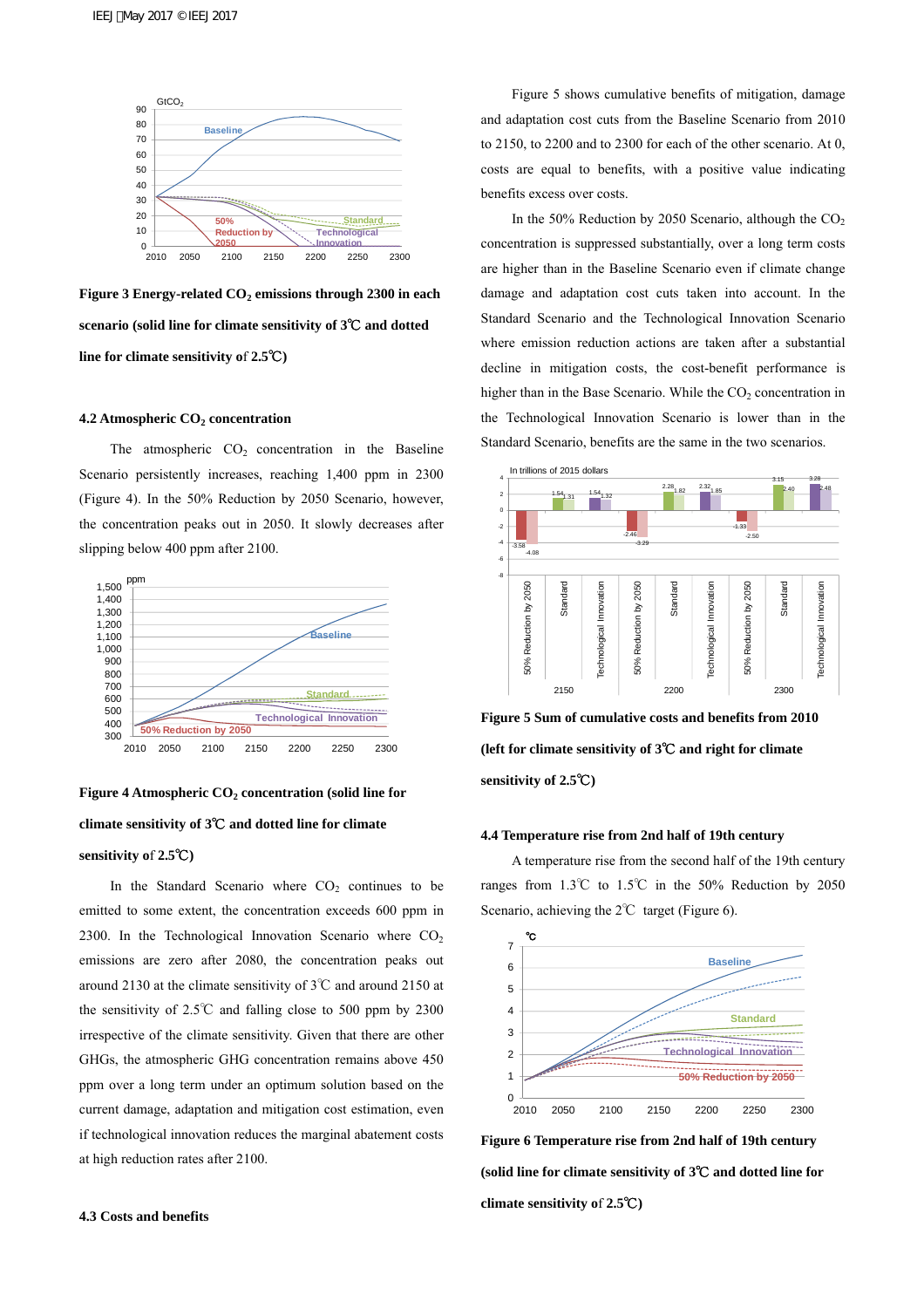**Figure 3 Energy-related $CO_2$ emissions through 2300 in each scenario (solid line for climate sensitivity of 3℃ and dotted line for climate sensitivity of 2.5℃)**

### 4.2 Atmospheric $CO_2$ concentration

The atmospheric $CO_2$ concentration in the Baseline Scenario persistently increases, reaching 1,400 ppm in 2300 (Figure 4). In the 50% Reduction by 2050 Scenario, however, the concentration peaks out in 2050. It slowly decreases after slipping below 400 ppm after 2100.

**Figure 4 Atmospheric $CO_2$ concentration (solid line for climate sensitivity of 3℃ and dotted line for climate sensitivity of 2.5℃)**

In the Standard Scenario where $CO_2$ continues to be emitted to some extent, the concentration exceeds 600 ppm in 2300. In the Technological Innovation Scenario where $CO_2$ emissions are zero after 2080, the concentration peaks out around 2130 at the climate sensitivity of 3℃ and around 2150 at the sensitivity of 2.5℃ and falling close to 500 ppm by 2300 irrespective of the climate sensitivity. Given that there are other GHGs, the atmospheric GHG concentration remains above 450 ppm over a long term under an optimum solution based on the current damage, adaptation and mitigation cost estimation, even if technological innovation reduces the marginal abatement costs at high reduction rates after 2100.

### 4.3 Costs and benefits

Figure 5 shows cumulative benefits of mitigation, damage and adaptation cost cuts from the Baseline Scenario from 2010 to 2150, to 2200 and to 2300 for each of the other scenario. At 0, costs are equal to benefits, with a positive value indicating benefits excess over costs.

In the 50% Reduction by 2050 Scenario, although the $CO_2$ concentration is suppressed substantially, over a long term costs are higher than in the Baseline Scenario even if climate change damage and adaptation cost cuts taken into account. In the Standard Scenario and the Technological Innovation Scenario where emission reduction actions are taken after a substantial decline in mitigation costs, the cost-benefit performance is higher than in the Base Scenario. While the $CO_2$ concentration in the Technological Innovation Scenario is lower than in the Standard Scenario, benefits are the same in the two scenarios.

**Figure 5 Sum of cumulative costs and benefits from 2010 (left for climate sensitivity of 3℃ and right for climate sensitivity of 2.5℃)**

### 4.4 Temperature rise from 2nd half of 19th century

A temperature rise from the second half of the 19th century ranges from 1.3℃ to 1.5℃ in the 50% Reduction by 2050 Scenario, achieving the 2℃ target (Figure 6).

**Figure 6 Temperature rise from 2nd half of 19th century (solid line for climate sensitivity of 3℃ and dotted line for climate sensitivity of 2.5℃)**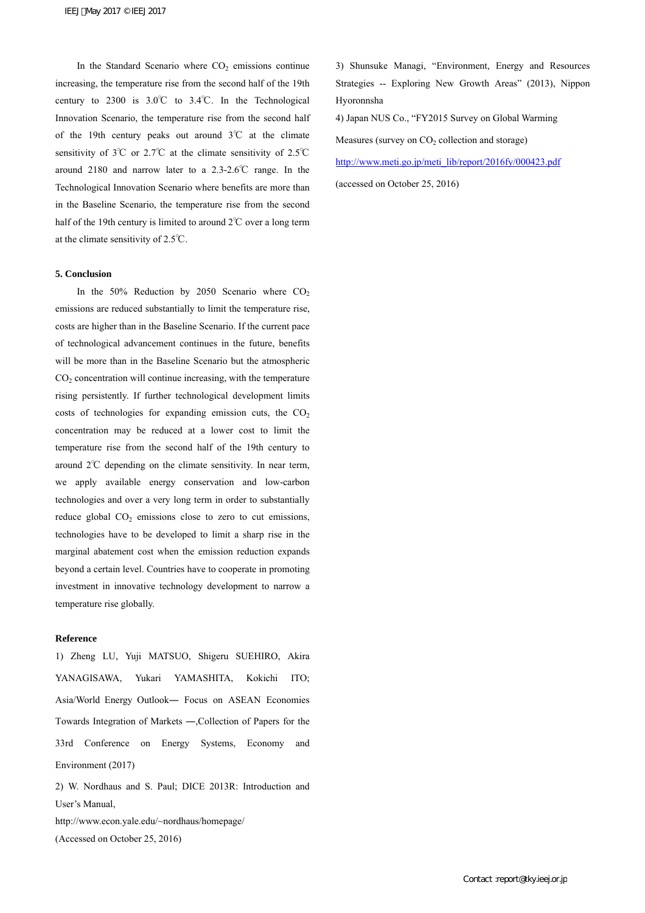In the Standard Scenario where $CO_2$ emissions continue increasing, the temperature rise from the second half of the 19th century to 2300 is 3.0℃ to 3.4℃. In the Technological Innovation Scenario, the temperature rise from the second half of the 19th century peaks out around 3℃ at the climate sensitivity of 3℃ or 2.7℃ at the climate sensitivity of 2.5℃ around 2180 and narrow later to a 2.3-2.6℃ range. In the Technological Innovation Scenario where benefits are more than in the Baseline Scenario, the temperature rise from the second half of the 19th century is limited to around 2℃ over a long term at the climate sensitivity of 2.5℃.

### 5. Conclusion

In the 50% Reduction by 2050 Scenario where $CO_2$ emissions are reduced substantially to limit the temperature rise, costs are higher than in the Baseline Scenario. If the current pace of technological advancement continues in the future, benefits will be more than in the Baseline Scenario but the atmospheric $CO_2$ concentration will continue increasing, with the temperature rising persistently. If further technological development limits costs of technologies for expanding emission cuts, the $CO_2$ concentration may be reduced at a lower cost to limit the temperature rise from the second half of the 19th century to around 2℃ depending on the climate sensitivity. In near term, we apply available energy conservation and low-carbon technologies and over a very long term in order to substantially reduce global $CO_2$ emissions close to zero to cut emissions, technologies have to be developed to limit a sharp rise in the marginal abatement cost when the emission reduction expands beyond a certain level. Countries have to cooperate in promoting investment in innovative technology development to narrow a temperature rise globally.

### Reference

1) Zheng LU, Yuji MATSUO, Shigeru SUEHIRO, Akira YANAGISAWA, Yukari YAMASHITA, Kokichi ITO; Asia/World Energy Outlook— Focus on ASEAN Economies Towards Integration of Markets —,Collection of Papers for the 33rd Conference on Energy Systems, Economy and Environment (2017)

2) W. Nordhaus and S. Paul; DICE 2013R: Introduction and User's Manual,
http://www.econ.yale.edu/~nordhaus/homepage/
(Accessed on October 25, 2016)

3) Shunsuke Managi, "Environment, Energy and Resources Strategies -- Exploring New Growth Areas" (2013), Nippon Hyoronnsha

4) Japan NUS Co., "FY2015 Survey on Global Warming Measures (survey on $CO_2$ collection and storage)
http://www.meti.go.jp/meti_lib/report/2016fy/000423.pdf
(accessed on October 25, 2016)